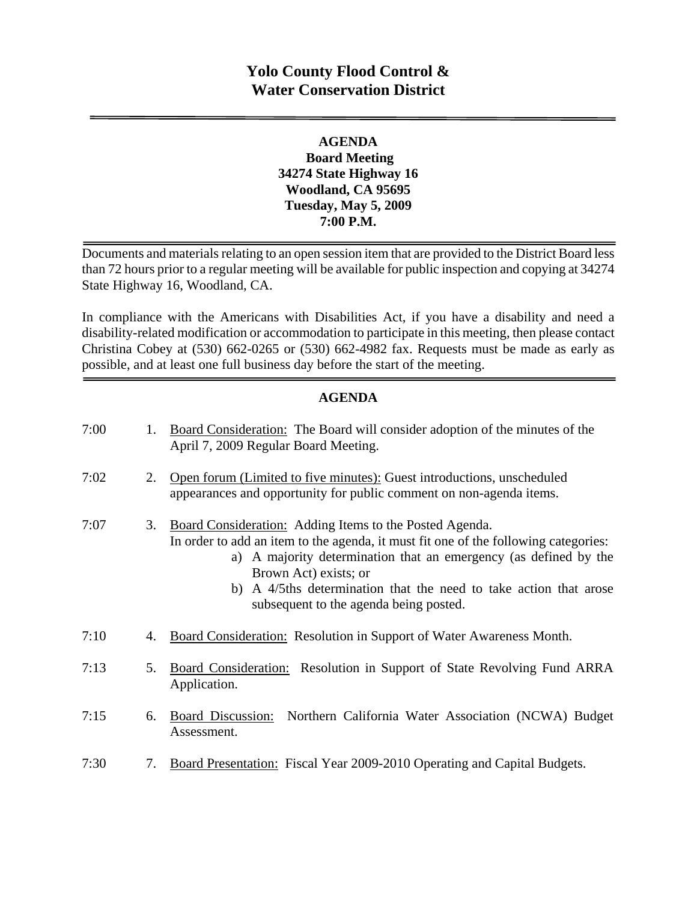# Yolo County Flood Control & Water Conservation District

---

**AGENDA**
**Board Meeting**
**34274 State Highway 16**
**Woodland, CA 95695**
**Tuesday, May 5, 2009**
**7:00 P.M.**

---

Documents and materials relating to an open session item that are provided to the District Board less than 72 hours prior to a regular meeting will be available for public inspection and copying at 34274 State Highway 16, Woodland, CA.

In compliance with the Americans with Disabilities Act, if you have a disability and need a disability-related modification or accommodation to participate in this meeting, then please contact Christina Cobey at (530) 662-0265 or (530) 662-4982 fax. Requests must be made as early as possible, and at least one full business day before the start of the meeting.

---

## AGENDA

7:00 1. Board Consideration: The Board will consider adoption of the minutes of the April 7, 2009 Regular Board Meeting.

7:02 2. Open forum (Limited to five minutes): Guest introductions, unscheduled appearances and opportunity for public comment on non-agenda items.

7:07 3. Board Consideration: Adding Items to the Posted Agenda.
In order to add an item to the agenda, it must fit one of the following categories:
   a) A majority determination that an emergency (as defined by the Brown Act) exists; or
   b) A 4/5ths determination that the need to take action that arose subsequent to the agenda being posted.

7:10 4. Board Consideration: Resolution in Support of Water Awareness Month.

7:13 5. Board Consideration: Resolution in Support of State Revolving Fund ARRA Application.

7:15 6. Board Discussion: Northern California Water Association (NCWA) Budget Assessment.

7:30 7. Board Presentation: Fiscal Year 2009-2010 Operating and Capital Budgets.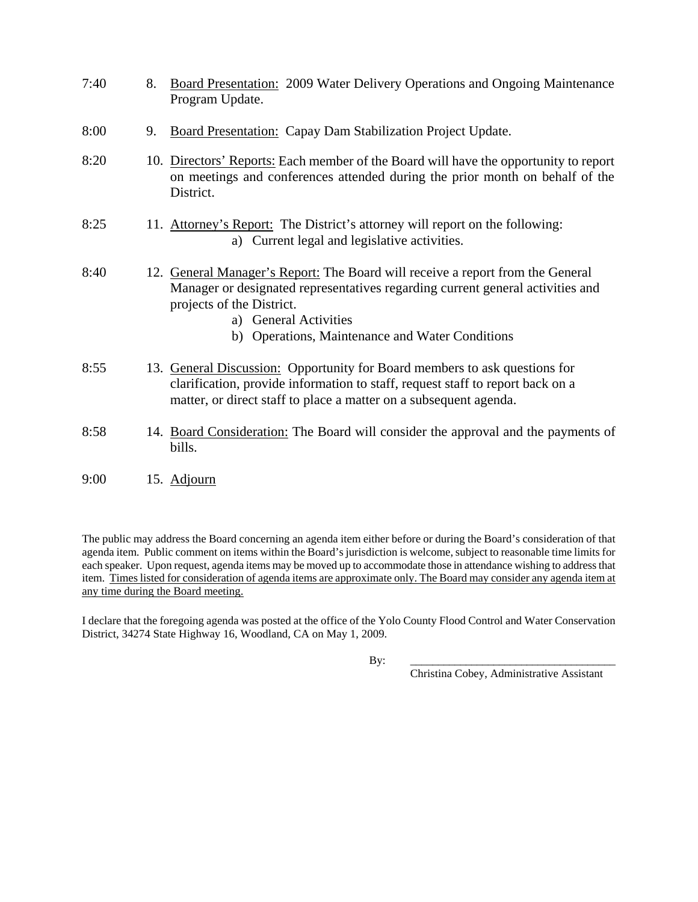7:40 8. Board Presentation: 2009 Water Delivery Operations and Ongoing Maintenance Program Update.

8:00 9. Board Presentation: Capay Dam Stabilization Project Update.

8:20 10. Directors' Reports: Each member of the Board will have the opportunity to report on meetings and conferences attended during the prior month on behalf of the District.

8:25 11. Attorney's Report: The District's attorney will report on the following:
- a) Current legal and legislative activities.

8:40 12. General Manager's Report: The Board will receive a report from the General Manager or designated representatives regarding current general activities and projects of the District.
- a) General Activities
- b) Operations, Maintenance and Water Conditions

8:55 13. General Discussion: Opportunity for Board members to ask questions for clarification, provide information to staff, request staff to report back on a matter, or direct staff to place a matter on a subsequent agenda.

8:58 14. Board Consideration: The Board will consider the approval and the payments of bills.

9:00 15. Adjourn

The public may address the Board concerning an agenda item either before or during the Board's consideration of that agenda item. Public comment on items within the Board's jurisdiction is welcome, subject to reasonable time limits for each speaker. Upon request, agenda items may be moved up to accommodate those in attendance wishing to address that item. Times listed for consideration of agenda items are approximate only. The Board may consider any agenda item at any time during the Board meeting.

I declare that the foregoing agenda was posted at the office of the Yolo County Flood Control and Water Conservation District, 34274 State Highway 16, Woodland, CA on May 1, 2009.

By: ___________________________________

Christina Cobey, Administrative Assistant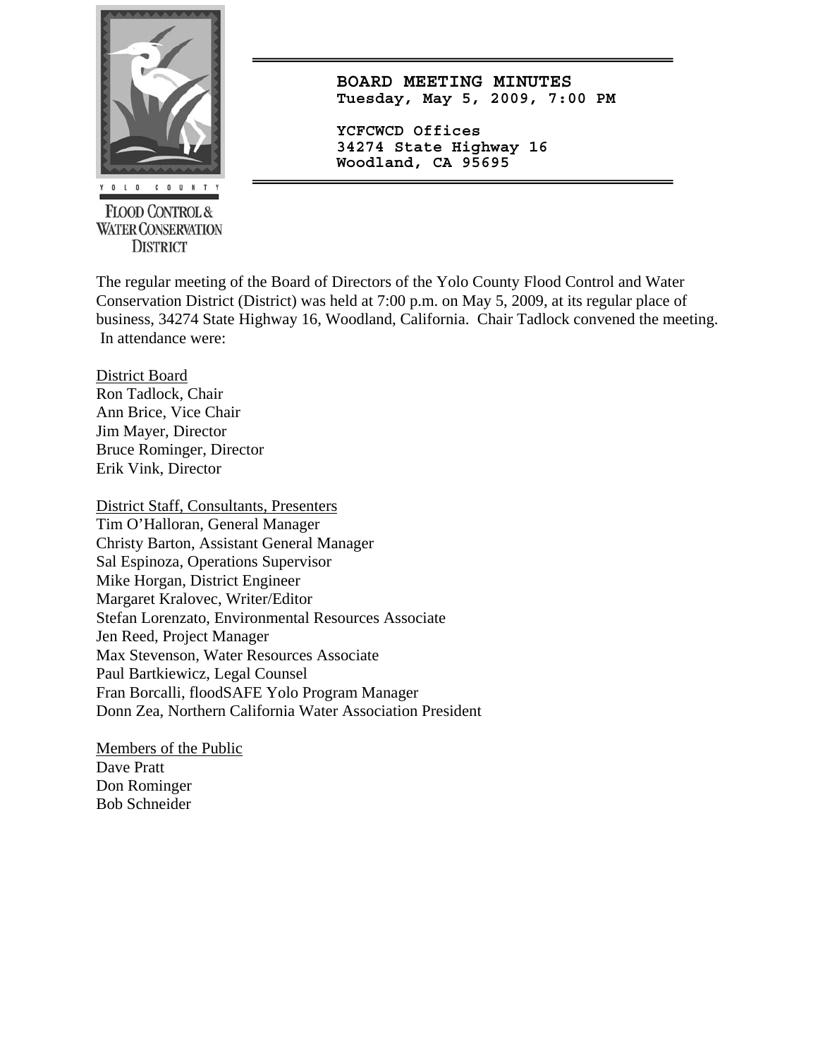YOLO COUNTY

FLOOD CONTROL & WATER CONSERVATION DISTRICT

# BOARD MEETING MINUTES

**Tuesday, May 5, 2009, 7:00 PM**

**YCFCWCD Offices**
**34274 State Highway 16**
**Woodland, CA 95695**

The regular meeting of the Board of Directors of the Yolo County Flood Control and Water Conservation District (District) was held at 7:00 p.m. on May 5, 2009, at its regular place of business, 34274 State Highway 16, Woodland, California. Chair Tadlock convened the meeting. In attendance were:

District Board
Ron Tadlock, Chair
Ann Brice, Vice Chair
Jim Mayer, Director
Bruce Rominger, Director
Erik Vink, Director

District Staff, Consultants, Presenters
Tim O'Halloran, General Manager
Christy Barton, Assistant General Manager
Sal Espinoza, Operations Supervisor
Mike Horgan, District Engineer
Margaret Kralovec, Writer/Editor
Stefan Lorenzato, Environmental Resources Associate
Jen Reed, Project Manager
Max Stevenson, Water Resources Associate
Paul Bartkiewicz, Legal Counsel
Fran Borcalli, floodSAFE Yolo Program Manager
Donn Zea, Northern California Water Association President

Members of the Public
Dave Pratt
Don Rominger
Bob Schneider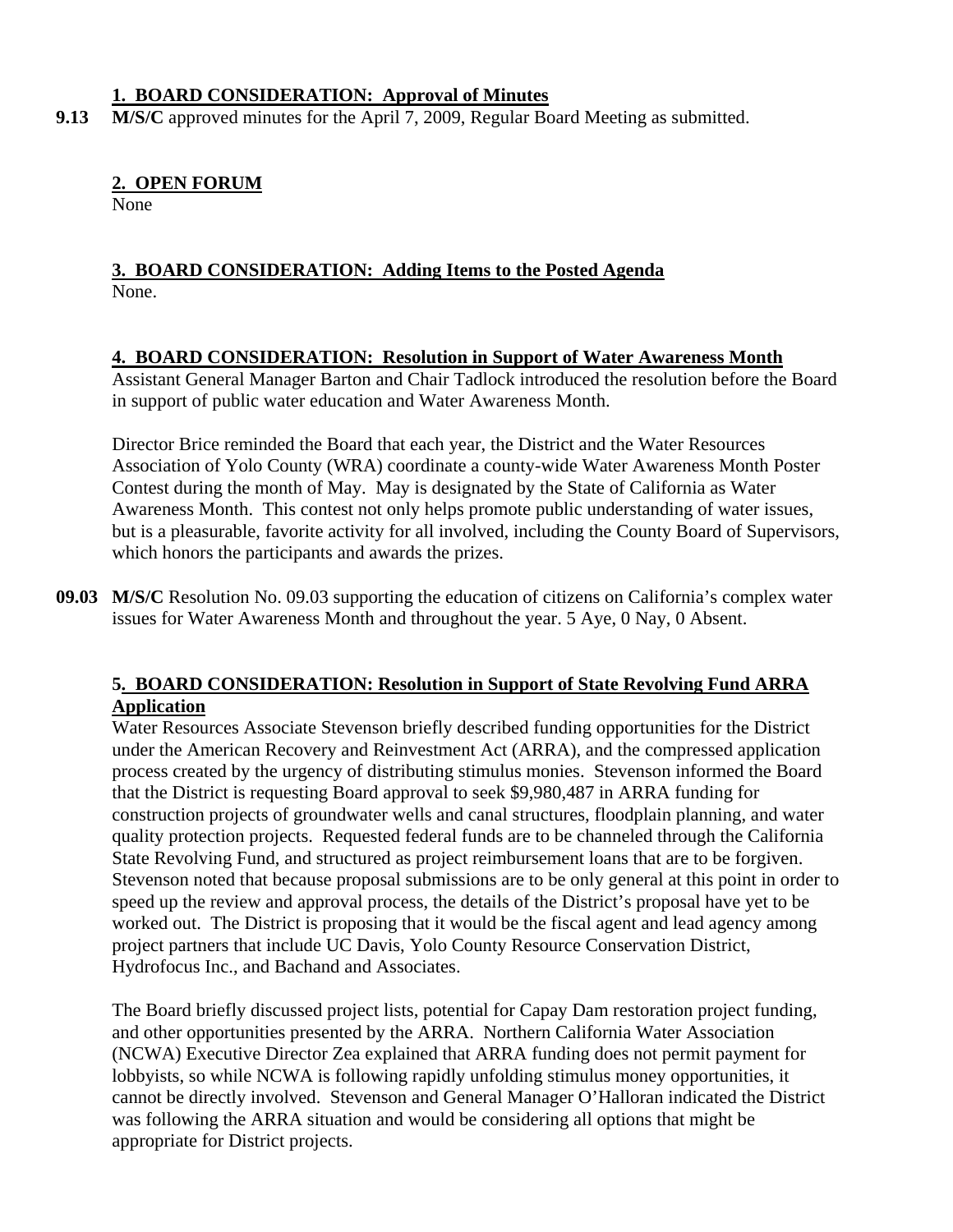### 1. BOARD CONSIDERATION: Approval of Minutes

**9.13** **M/S/C** approved minutes for the April 7, 2009, Regular Board Meeting as submitted.

### 2. OPEN FORUM

None

### 3. BOARD CONSIDERATION: Adding Items to the Posted Agenda

None.

### 4. BOARD CONSIDERATION: Resolution in Support of Water Awareness Month

Assistant General Manager Barton and Chair Tadlock introduced the resolution before the Board in support of public water education and Water Awareness Month.

Director Brice reminded the Board that each year, the District and the Water Resources Association of Yolo County (WRA) coordinate a county-wide Water Awareness Month Poster Contest during the month of May. May is designated by the State of California as Water Awareness Month. This contest not only helps promote public understanding of water issues, but is a pleasurable, favorite activity for all involved, including the County Board of Supervisors, which honors the participants and awards the prizes.

**09.03** **M/S/C** Resolution No. 09.03 supporting the education of citizens on California's complex water issues for Water Awareness Month and throughout the year. 5 Aye, 0 Nay, 0 Absent.

### 5. BOARD CONSIDERATION: Resolution in Support of State Revolving Fund ARRA Application

Water Resources Associate Stevenson briefly described funding opportunities for the District under the American Recovery and Reinvestment Act (ARRA), and the compressed application process created by the urgency of distributing stimulus monies. Stevenson informed the Board that the District is requesting Board approval to seek $9,980,487 in ARRA funding for construction projects of groundwater wells and canal structures, floodplain planning, and water quality protection projects. Requested federal funds are to be channeled through the California State Revolving Fund, and structured as project reimbursement loans that are to be forgiven. Stevenson noted that because proposal submissions are to be only general at this point in order to speed up the review and approval process, the details of the District's proposal have yet to be worked out. The District is proposing that it would be the fiscal agent and lead agency among project partners that include UC Davis, Yolo County Resource Conservation District, Hydrofocus Inc., and Bachand and Associates.

The Board briefly discussed project lists, potential for Capay Dam restoration project funding, and other opportunities presented by the ARRA. Northern California Water Association (NCWA) Executive Director Zea explained that ARRA funding does not permit payment for lobbyists, so while NCWA is following rapidly unfolding stimulus money opportunities, it cannot be directly involved. Stevenson and General Manager O'Halloran indicated the District was following the ARRA situation and would be considering all options that might be appropriate for District projects.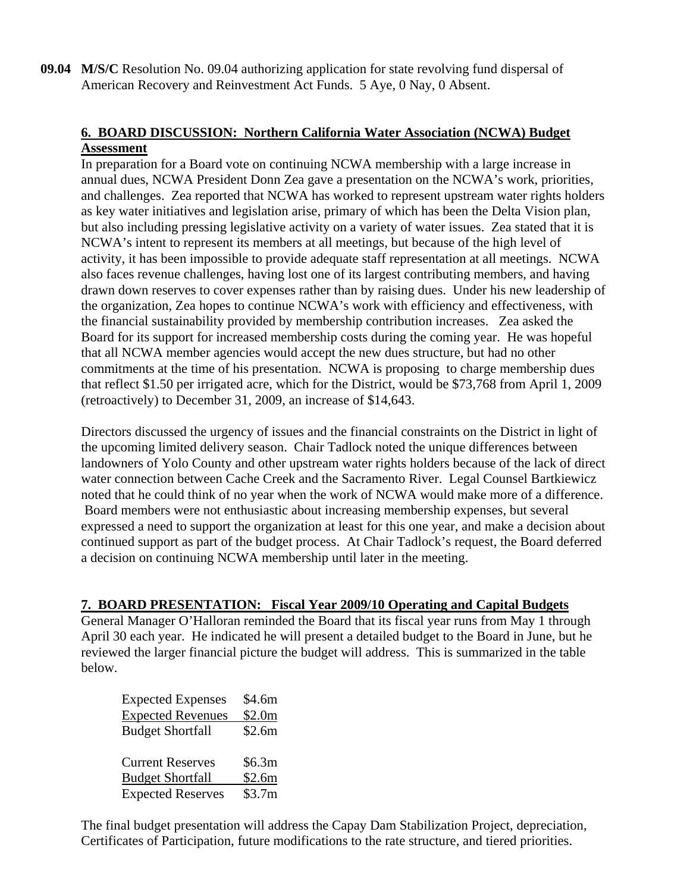**09.04** **M/S/C** Resolution No. 09.04 authorizing application for state revolving fund dispersal of American Recovery and Reinvestment Act Funds. 5 Aye, 0 Nay, 0 Absent.

**6. BOARD DISCUSSION: Northern California Water Association (NCWA) Budget Assessment**

In preparation for a Board vote on continuing NCWA membership with a large increase in annual dues, NCWA President Donn Zea gave a presentation on the NCWA's work, priorities, and challenges. Zea reported that NCWA has worked to represent upstream water rights holders as key water initiatives and legislation arise, primary of which has been the Delta Vision plan, but also including pressing legislative activity on a variety of water issues. Zea stated that it is NCWA's intent to represent its members at all meetings, but because of the high level of activity, it has been impossible to provide adequate staff representation at all meetings. NCWA also faces revenue challenges, having lost one of its largest contributing members, and having drawn down reserves to cover expenses rather than by raising dues. Under his new leadership of the organization, Zea hopes to continue NCWA's work with efficiency and effectiveness, with the financial sustainability provided by membership contribution increases. Zea asked the Board for its support for increased membership costs during the coming year. He was hopeful that all NCWA member agencies would accept the new dues structure, but had no other commitments at the time of his presentation. NCWA is proposing to charge membership dues that reflect $1.50 per irrigated acre, which for the District, would be $73,768 from April 1, 2009 (retroactively) to December 31, 2009, an increase of $14,643.

Directors discussed the urgency of issues and the financial constraints on the District in light of the upcoming limited delivery season. Chair Tadlock noted the unique differences between landowners of Yolo County and other upstream water rights holders because of the lack of direct water connection between Cache Creek and the Sacramento River. Legal Counsel Bartkiewicz noted that he could think of no year when the work of NCWA would make more of a difference. Board members were not enthusiastic about increasing membership expenses, but several expressed a need to support the organization at least for this one year, and make a decision about continued support as part of the budget process. At Chair Tadlock's request, the Board deferred a decision on continuing NCWA membership until later in the meeting.

**7. BOARD PRESENTATION: Fiscal Year 2009/10 Operating and Capital Budgets**

General Manager O'Halloran reminded the Board that its fiscal year runs from May 1 through April 30 each year. He indicated he will present a detailed budget to the Board in June, but he reviewed the larger financial picture the budget will address. This is summarized in the table below.

| | |
|---|---|
| Expected Expenses | $4.6m |
| Expected Revenues | $2.0m |
| Budget Shortfall | $2.6m |
| | |
| Current Reserves | $6.3m |
| Budget Shortfall | $2.6m |
| Expected Reserves | $3.7m |

The final budget presentation will address the Capay Dam Stabilization Project, depreciation, Certificates of Participation, future modifications to the rate structure, and tiered priorities.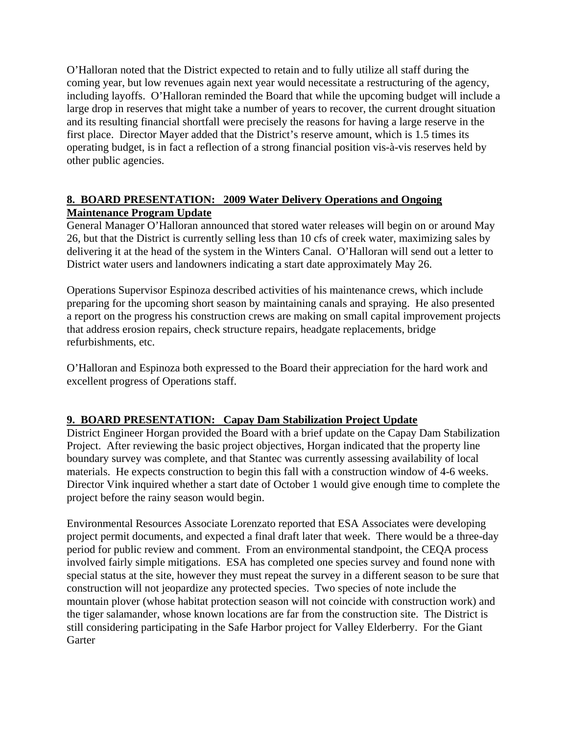O'Halloran noted that the District expected to retain and to fully utilize all staff during the coming year, but low revenues again next year would necessitate a restructuring of the agency, including layoffs. O'Halloran reminded the Board that while the upcoming budget will include a large drop in reserves that might take a number of years to recover, the current drought situation and its resulting financial shortfall were precisely the reasons for having a large reserve in the first place. Director Mayer added that the District's reserve amount, which is 1.5 times its operating budget, is in fact a reflection of a strong financial position vis-à-vis reserves held by other public agencies.

**8. BOARD PRESENTATION: 2009 Water Delivery Operations and Ongoing Maintenance Program Update**

General Manager O'Halloran announced that stored water releases will begin on or around May 26, but that the District is currently selling less than 10 cfs of creek water, maximizing sales by delivering it at the head of the system in the Winters Canal. O'Halloran will send out a letter to District water users and landowners indicating a start date approximately May 26.

Operations Supervisor Espinoza described activities of his maintenance crews, which include preparing for the upcoming short season by maintaining canals and spraying. He also presented a report on the progress his construction crews are making on small capital improvement projects that address erosion repairs, check structure repairs, headgate replacements, bridge refurbishments, etc.

O'Halloran and Espinoza both expressed to the Board their appreciation for the hard work and excellent progress of Operations staff.

**9. BOARD PRESENTATION: Capay Dam Stabilization Project Update**

District Engineer Horgan provided the Board with a brief update on the Capay Dam Stabilization Project. After reviewing the basic project objectives, Horgan indicated that the property line boundary survey was complete, and that Stantec was currently assessing availability of local materials. He expects construction to begin this fall with a construction window of 4-6 weeks. Director Vink inquired whether a start date of October 1 would give enough time to complete the project before the rainy season would begin.

Environmental Resources Associate Lorenzato reported that ESA Associates were developing project permit documents, and expected a final draft later that week. There would be a three-day period for public review and comment. From an environmental standpoint, the CEQA process involved fairly simple mitigations. ESA has completed one species survey and found none with special status at the site, however they must repeat the survey in a different season to be sure that construction will not jeopardize any protected species. Two species of note include the mountain plover (whose habitat protection season will not coincide with construction work) and the tiger salamander, whose known locations are far from the construction site. The District is still considering participating in the Safe Harbor project for Valley Elderberry. For the Giant Garter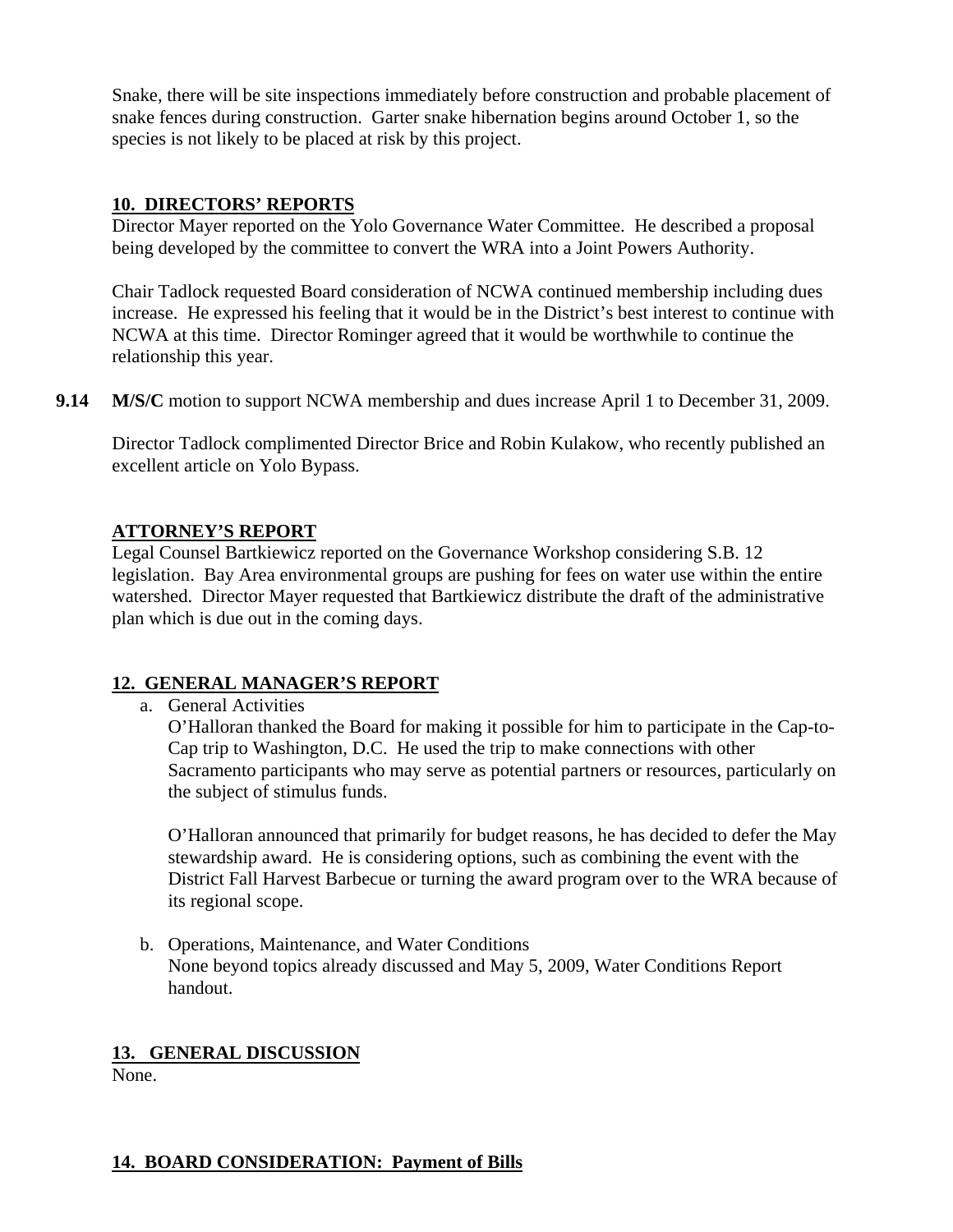Snake, there will be site inspections immediately before construction and probable placement of snake fences during construction. Garter snake hibernation begins around October 1, so the species is not likely to be placed at risk by this project.

## 10. DIRECTORS' REPORTS

Director Mayer reported on the Yolo Governance Water Committee. He described a proposal being developed by the committee to convert the WRA into a Joint Powers Authority.

Chair Tadlock requested Board consideration of NCWA continued membership including dues increase. He expressed his feeling that it would be in the District's best interest to continue with NCWA at this time. Director Rominger agreed that it would be worthwhile to continue the relationship this year.

**9.14** **M/S/C** motion to support NCWA membership and dues increase April 1 to December 31, 2009.

Director Tadlock complimented Director Brice and Robin Kulakow, who recently published an excellent article on Yolo Bypass.

## ATTORNEY'S REPORT

Legal Counsel Bartkiewicz reported on the Governance Workshop considering S.B. 12 legislation. Bay Area environmental groups are pushing for fees on water use within the entire watershed. Director Mayer requested that Bartkiewicz distribute the draft of the administrative plan which is due out in the coming days.

## 12. GENERAL MANAGER'S REPORT

a. General Activities

   O'Halloran thanked the Board for making it possible for him to participate in the Cap-to-Cap trip to Washington, D.C. He used the trip to make connections with other Sacramento participants who may serve as potential partners or resources, particularly on the subject of stimulus funds.

   O'Halloran announced that primarily for budget reasons, he has decided to defer the May stewardship award. He is considering options, such as combining the event with the District Fall Harvest Barbecue or turning the award program over to the WRA because of its regional scope.

b. Operations, Maintenance, and Water Conditions

   None beyond topics already discussed and May 5, 2009, Water Conditions Report handout.

## 13. GENERAL DISCUSSION

None.

## 14. BOARD CONSIDERATION: Payment of Bills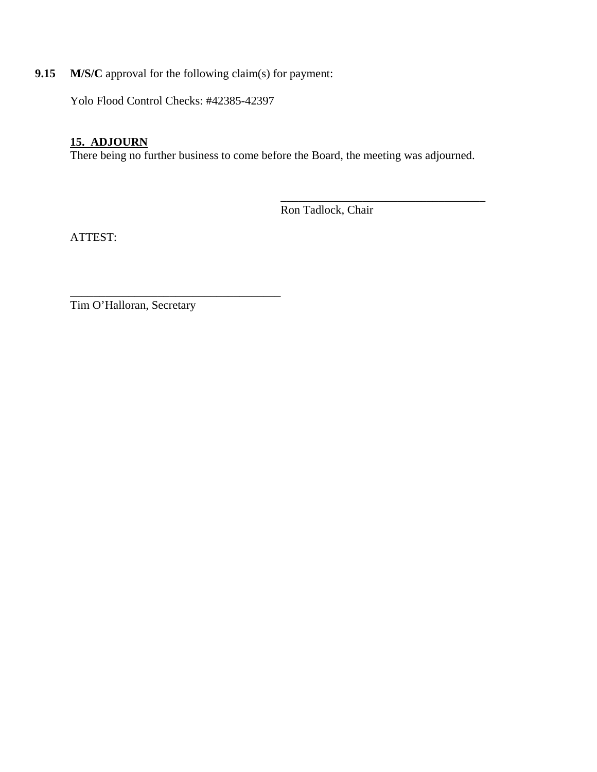**9.15** **M/S/C** approval for the following claim(s) for payment:

Yolo Flood Control Checks: #42385-42397

**15. ADJOURN**

There being no further business to come before the Board, the meeting was adjourned.

\_\_\_\_\_\_\_\_\_\_\_\_\_\_\_\_\_\_\_\_\_\_\_\_\_\_\_\_\_\_\_\_\_\_\_\_

Ron Tadlock, Chair

ATTEST:

\_\_\_\_\_\_\_\_\_\_\_\_\_\_\_\_\_\_\_\_\_\_\_\_\_\_\_\_\_\_\_\_\_\_\_\_

Tim O'Halloran, Secretary